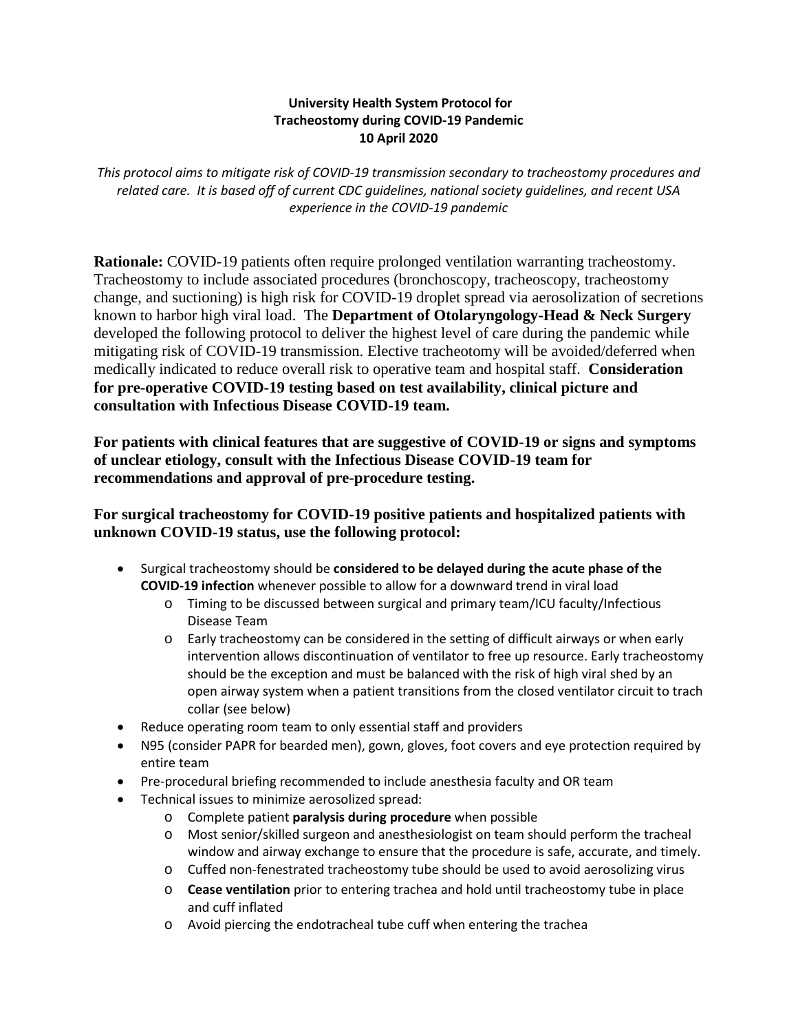**University Health System Protocol for**
**Tracheostomy during COVID-19 Pandemic**
**10 April 2020**

*This protocol aims to mitigate risk of COVID-19 transmission secondary to tracheostomy procedures and related care. It is based off of current CDC guidelines, national society guidelines, and recent USA experience in the COVID-19 pandemic*

**Rationale:** COVID-19 patients often require prolonged ventilation warranting tracheostomy. Tracheostomy to include associated procedures (bronchoscopy, tracheoscopy, tracheostomy change, and suctioning) is high risk for COVID-19 droplet spread via aerosolization of secretions known to harbor high viral load. The **Department of Otolaryngology-Head & Neck Surgery** developed the following protocol to deliver the highest level of care during the pandemic while mitigating risk of COVID-19 transmission. Elective tracheotomy will be avoided/deferred when medically indicated to reduce overall risk to operative team and hospital staff. **Consideration for pre-operative COVID-19 testing based on test availability, clinical picture and consultation with Infectious Disease COVID-19 team.**

**For patients with clinical features that are suggestive of COVID-19 or signs and symptoms of unclear etiology, consult with the Infectious Disease COVID-19 team for recommendations and approval of pre-procedure testing.**

**For surgical tracheostomy for COVID-19 positive patients and hospitalized patients with unknown COVID-19 status, use the following protocol:**

- Surgical tracheostomy should be **considered to be delayed during the acute phase of the COVID-19 infection** whenever possible to allow for a downward trend in viral load
    - Timing to be discussed between surgical and primary team/ICU faculty/Infectious Disease Team
    - Early tracheostomy can be considered in the setting of difficult airways or when early intervention allows discontinuation of ventilator to free up resource. Early tracheostomy should be the exception and must be balanced with the risk of high viral shed by an open airway system when a patient transitions from the closed ventilator circuit to trach collar (see below)
- Reduce operating room team to only essential staff and providers
- N95 (consider PAPR for bearded men), gown, gloves, foot covers and eye protection required by entire team
- Pre-procedural briefing recommended to include anesthesia faculty and OR team
- Technical issues to minimize aerosolized spread:
    - Complete patient **paralysis during procedure** when possible
    - Most senior/skilled surgeon and anesthesiologist on team should perform the tracheal window and airway exchange to ensure that the procedure is safe, accurate, and timely.
    - Cuffed non-fenestrated tracheostomy tube should be used to avoid aerosolizing virus
    - **Cease ventilation** prior to entering trachea and hold until tracheostomy tube in place and cuff inflated
    - Avoid piercing the endotracheal tube cuff when entering the trachea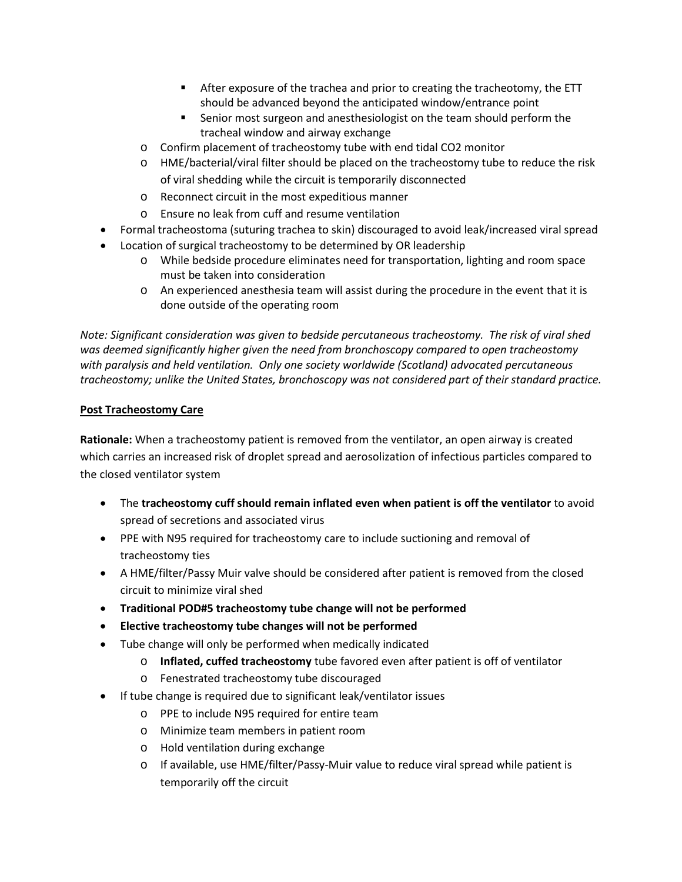- After exposure of the trachea and prior to creating the tracheotomy, the ETT should be advanced beyond the anticipated window/entrance point
    - Senior most surgeon and anesthesiologist on the team should perform the tracheal window and airway exchange
  - Confirm placement of tracheostomy tube with end tidal CO2 monitor
  - HME/bacterial/viral filter should be placed on the tracheostomy tube to reduce the risk of viral shedding while the circuit is temporarily disconnected
  - Reconnect circuit in the most expeditious manner
  - Ensure no leak from cuff and resume ventilation
- Formal tracheostoma (suturing trachea to skin) discouraged to avoid leak/increased viral spread
- Location of surgical tracheostomy to be determined by OR leadership
  - While bedside procedure eliminates need for transportation, lighting and room space must be taken into consideration
  - An experienced anesthesia team will assist during the procedure in the event that it is done outside of the operating room

*Note: Significant consideration was given to bedside percutaneous tracheostomy. The risk of viral shed was deemed significantly higher given the need from bronchoscopy compared to open tracheostomy with paralysis and held ventilation. Only one society worldwide (Scotland) advocated percutaneous tracheostomy; unlike the United States, bronchoscopy was not considered part of their standard practice.*

**<u>Post Tracheostomy Care</u>**

**Rationale:** When a tracheostomy patient is removed from the ventilator, an open airway is created which carries an increased risk of droplet spread and aerosolization of infectious particles compared to the closed ventilator system

- The **tracheostomy cuff should remain inflated even when patient is off the ventilator** to avoid spread of secretions and associated virus
- PPE with N95 required for tracheostomy care to include suctioning and removal of tracheostomy ties
- A HME/filter/Passy Muir valve should be considered after patient is removed from the closed circuit to minimize viral shed
- **Traditional POD#5 tracheostomy tube change will not be performed**
- **Elective tracheostomy tube changes will not be performed**
- Tube change will only be performed when medically indicated
  - **Inflated, cuffed tracheostomy** tube favored even after patient is off of ventilator
  - Fenestrated tracheostomy tube discouraged
- If tube change is required due to significant leak/ventilator issues
  - PPE to include N95 required for entire team
  - Minimize team members in patient room
  - Hold ventilation during exchange
  - If available, use HME/filter/Passy-Muir value to reduce viral spread while patient is temporarily off the circuit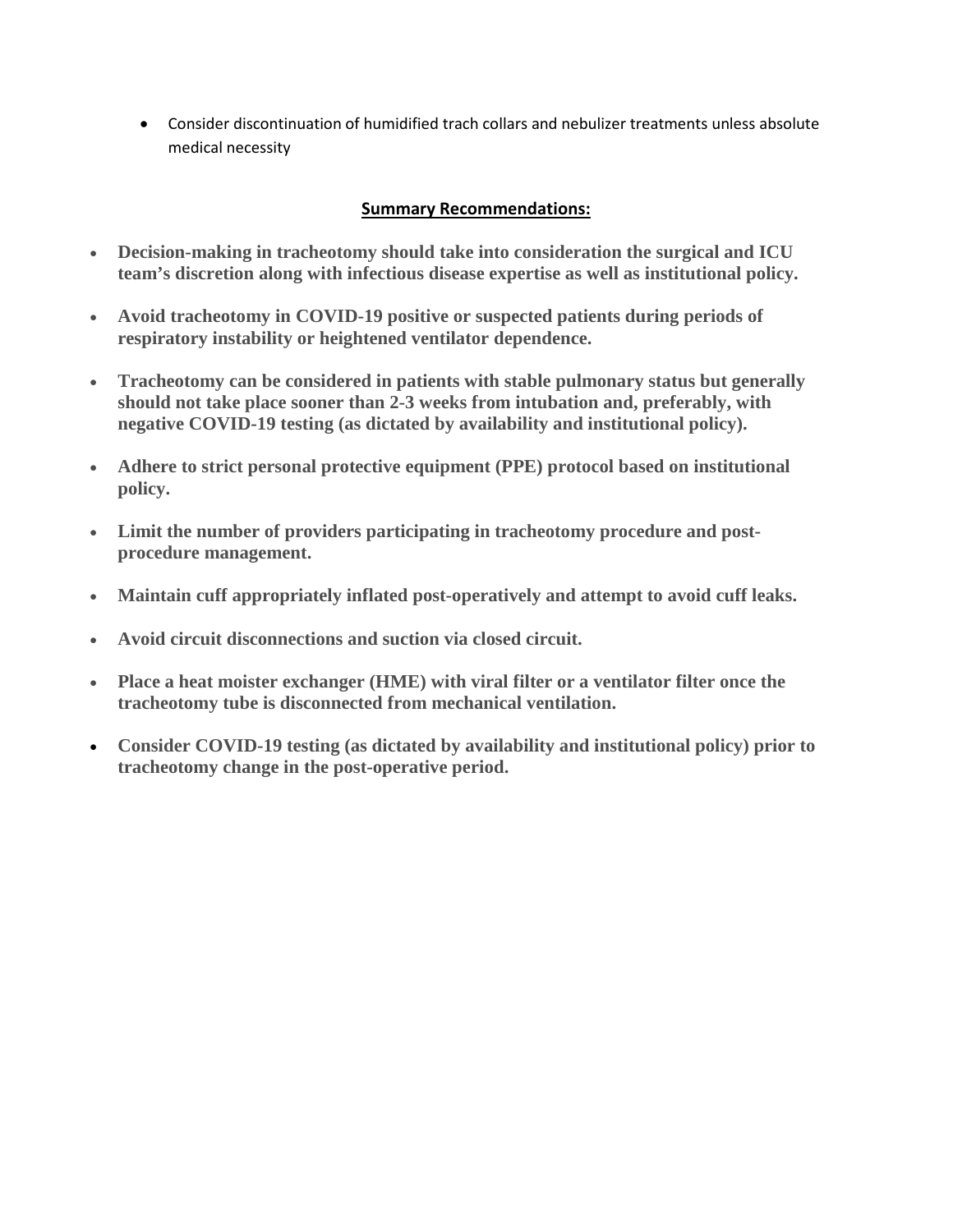- Consider discontinuation of humidified trach collars and nebulizer treatments unless absolute medical necessity

## Summary Recommendations:

- **Decision-making in tracheotomy should take into consideration the surgical and ICU team's discretion along with infectious disease expertise as well as institutional policy.**
- **Avoid tracheotomy in COVID-19 positive or suspected patients during periods of respiratory instability or heightened ventilator dependence.**
- **Tracheotomy can be considered in patients with stable pulmonary status but generally should not take place sooner than 2-3 weeks from intubation and, preferably, with negative COVID-19 testing (as dictated by availability and institutional policy).**
- **Adhere to strict personal protective equipment (PPE) protocol based on institutional policy.**
- **Limit the number of providers participating in tracheotomy procedure and post-procedure management.**
- **Maintain cuff appropriately inflated post-operatively and attempt to avoid cuff leaks.**
- **Avoid circuit disconnections and suction via closed circuit.**
- **Place a heat moister exchanger (HME) with viral filter or a ventilator filter once the tracheotomy tube is disconnected from mechanical ventilation.**
- **Consider COVID-19 testing (as dictated by availability and institutional policy) prior to tracheotomy change in the post-operative period.**